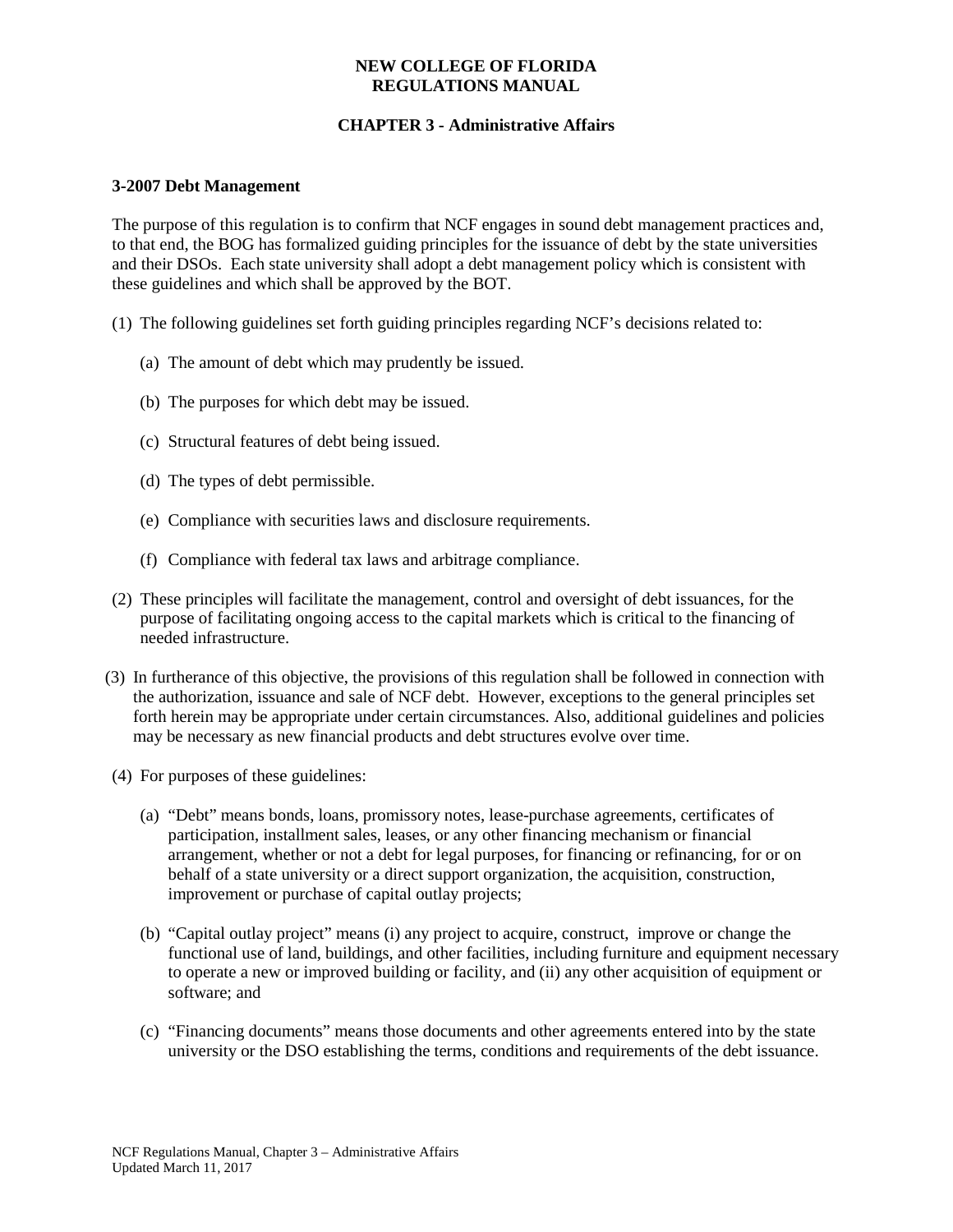# NEW COLLEGE OF FLORIDA
# REGULATIONS MANUAL

## CHAPTER 3 - Administrative Affairs

### 3-2007 Debt Management

The purpose of this regulation is to confirm that NCF engages in sound debt management practices and, to that end, the BOG has formalized guiding principles for the issuance of debt by the state universities and their DSOs. Each state university shall adopt a debt management policy which is consistent with these guidelines and which shall be approved by the BOT.

(1) The following guidelines set forth guiding principles regarding NCF's decisions related to:

(a) The amount of debt which may prudently be issued.

(b) The purposes for which debt may be issued.

(c) Structural features of debt being issued.

(d) The types of debt permissible.

(e) Compliance with securities laws and disclosure requirements.

(f) Compliance with federal tax laws and arbitrage compliance.

(2) These principles will facilitate the management, control and oversight of debt issuances, for the purpose of facilitating ongoing access to the capital markets which is critical to the financing of needed infrastructure.

(3) In furtherance of this objective, the provisions of this regulation shall be followed in connection with the authorization, issuance and sale of NCF debt. However, exceptions to the general principles set forth herein may be appropriate under certain circumstances. Also, additional guidelines and policies may be necessary as new financial products and debt structures evolve over time.

(4) For purposes of these guidelines:

(a) "Debt" means bonds, loans, promissory notes, lease-purchase agreements, certificates of participation, installment sales, leases, or any other financing mechanism or financial arrangement, whether or not a debt for legal purposes, for financing or refinancing, for or on behalf of a state university or a direct support organization, the acquisition, construction, improvement or purchase of capital outlay projects;

(b) "Capital outlay project" means (i) any project to acquire, construct, improve or change the functional use of land, buildings, and other facilities, including furniture and equipment necessary to operate a new or improved building or facility, and (ii) any other acquisition of equipment or software; and

(c) "Financing documents" means those documents and other agreements entered into by the state university or the DSO establishing the terms, conditions and requirements of the debt issuance.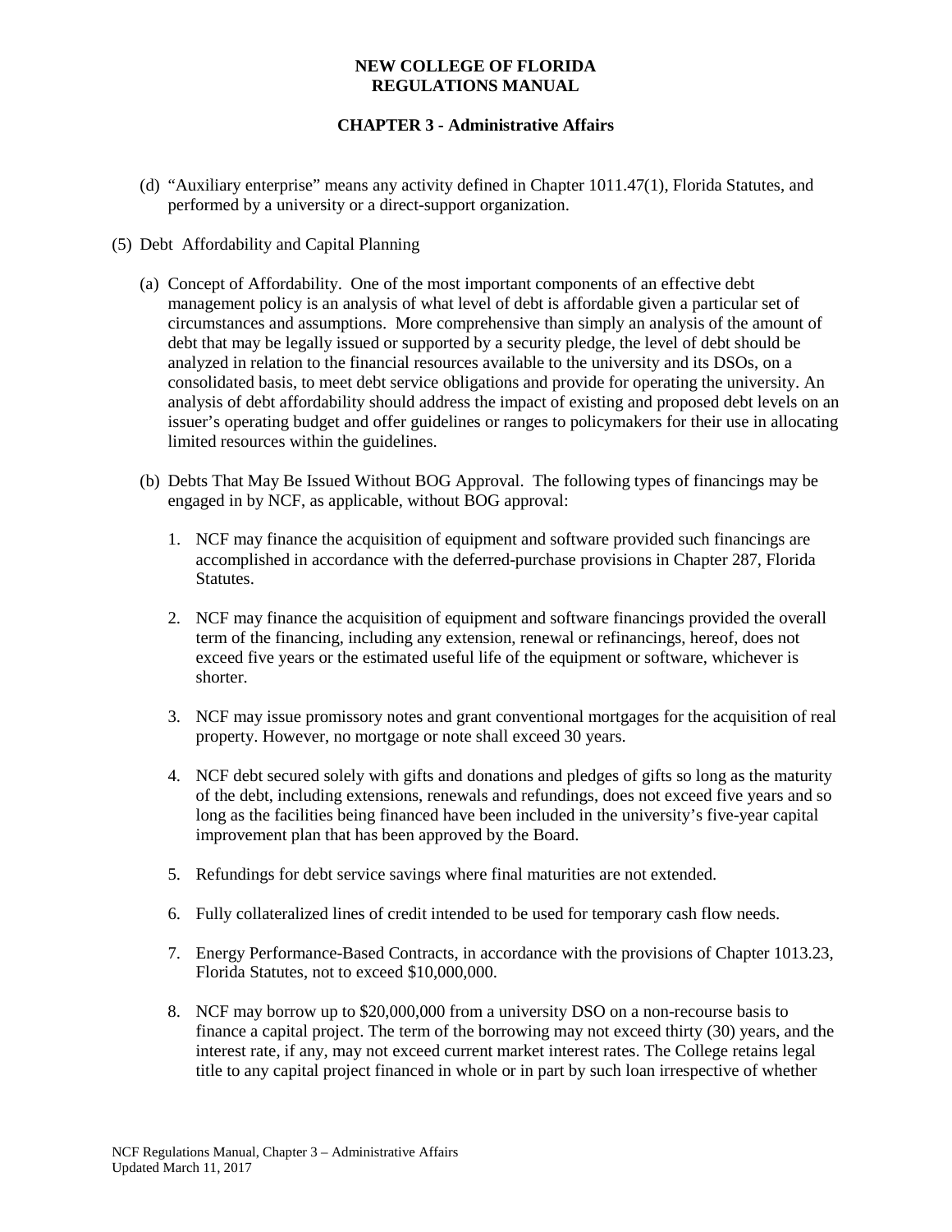(d) "Auxiliary enterprise" means any activity defined in Chapter 1011.47(1), Florida Statutes, and performed by a university or a direct-support organization.

(5) Debt Affordability and Capital Planning

(a) Concept of Affordability. One of the most important components of an effective debt management policy is an analysis of what level of debt is affordable given a particular set of circumstances and assumptions. More comprehensive than simply an analysis of the amount of debt that may be legally issued or supported by a security pledge, the level of debt should be analyzed in relation to the financial resources available to the university and its DSOs, on a consolidated basis, to meet debt service obligations and provide for operating the university. An analysis of debt affordability should address the impact of existing and proposed debt levels on an issuer's operating budget and offer guidelines or ranges to policymakers for their use in allocating limited resources within the guidelines.

(b) Debts That May Be Issued Without BOG Approval. The following types of financings may be engaged in by NCF, as applicable, without BOG approval:

1. NCF may finance the acquisition of equipment and software provided such financings are accomplished in accordance with the deferred-purchase provisions in Chapter 287, Florida Statutes.

2. NCF may finance the acquisition of equipment and software financings provided the overall term of the financing, including any extension, renewal or refinancings, hereof, does not exceed five years or the estimated useful life of the equipment or software, whichever is shorter.

3. NCF may issue promissory notes and grant conventional mortgages for the acquisition of real property. However, no mortgage or note shall exceed 30 years.

4. NCF debt secured solely with gifts and donations and pledges of gifts so long as the maturity of the debt, including extensions, renewals and refundings, does not exceed five years and so long as the facilities being financed have been included in the university's five-year capital improvement plan that has been approved by the Board.

5. Refundings for debt service savings where final maturities are not extended.

6. Fully collateralized lines of credit intended to be used for temporary cash flow needs.

7. Energy Performance-Based Contracts, in accordance with the provisions of Chapter 1013.23, Florida Statutes, not to exceed $10,000,000.

8. NCF may borrow up to $20,000,000 from a university DSO on a non-recourse basis to finance a capital project. The term of the borrowing may not exceed thirty (30) years, and the interest rate, if any, may not exceed current market interest rates. The College retains legal title to any capital project financed in whole or in part by such loan irrespective of whether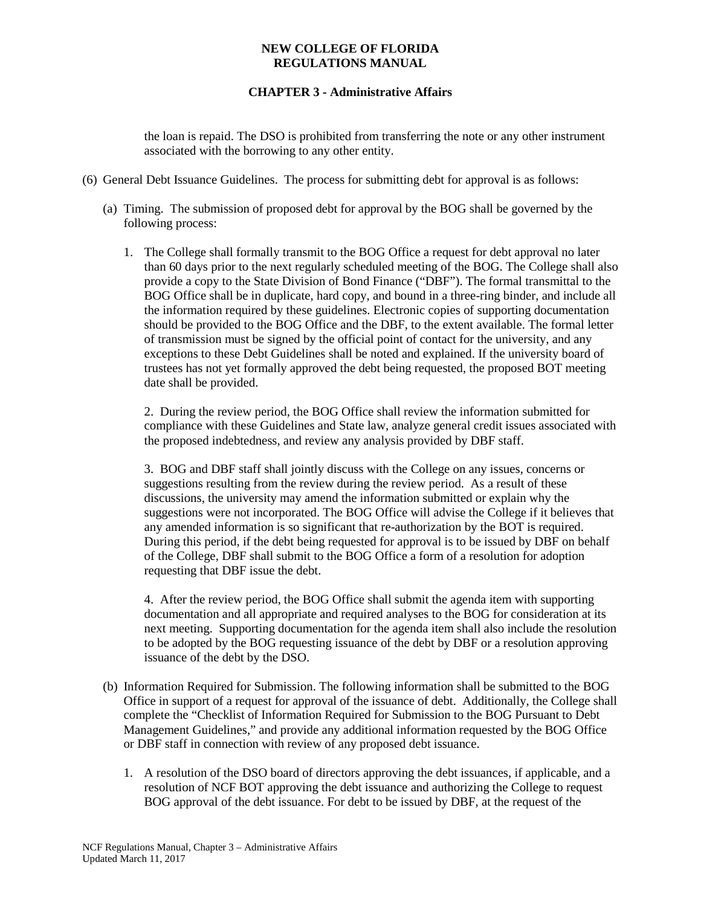the loan is repaid. The DSO is prohibited from transferring the note or any other instrument associated with the borrowing to any other entity.

(6) General Debt Issuance Guidelines. The process for submitting debt for approval is as follows:

(a) Timing. The submission of proposed debt for approval by the BOG shall be governed by the following process:

1. The College shall formally transmit to the BOG Office a request for debt approval no later than 60 days prior to the next regularly scheduled meeting of the BOG. The College shall also provide a copy to the State Division of Bond Finance ("DBF"). The formal transmittal to the BOG Office shall be in duplicate, hard copy, and bound in a three-ring binder, and include all the information required by these guidelines. Electronic copies of supporting documentation should be provided to the BOG Office and the DBF, to the extent available. The formal letter of transmission must be signed by the official point of contact for the university, and any exceptions to these Debt Guidelines shall be noted and explained. If the university board of trustees has not yet formally approved the debt being requested, the proposed BOT meeting date shall be provided.

2. During the review period, the BOG Office shall review the information submitted for compliance with these Guidelines and State law, analyze general credit issues associated with the proposed indebtedness, and review any analysis provided by DBF staff.

3. BOG and DBF staff shall jointly discuss with the College on any issues, concerns or suggestions resulting from the review during the review period. As a result of these discussions, the university may amend the information submitted or explain why the suggestions were not incorporated. The BOG Office will advise the College if it believes that any amended information is so significant that re-authorization by the BOT is required. During this period, if the debt being requested for approval is to be issued by DBF on behalf of the College, DBF shall submit to the BOG Office a form of a resolution for adoption requesting that DBF issue the debt.

4. After the review period, the BOG Office shall submit the agenda item with supporting documentation and all appropriate and required analyses to the BOG for consideration at its next meeting. Supporting documentation for the agenda item shall also include the resolution to be adopted by the BOG requesting issuance of the debt by DBF or a resolution approving issuance of the debt by the DSO.

(b) Information Required for Submission. The following information shall be submitted to the BOG Office in support of a request for approval of the issuance of debt. Additionally, the College shall complete the "Checklist of Information Required for Submission to the BOG Pursuant to Debt Management Guidelines," and provide any additional information requested by the BOG Office or DBF staff in connection with review of any proposed debt issuance.

1. A resolution of the DSO board of directors approving the debt issuances, if applicable, and a resolution of NCF BOT approving the debt issuance and authorizing the College to request BOG approval of the debt issuance. For debt to be issued by DBF, at the request of the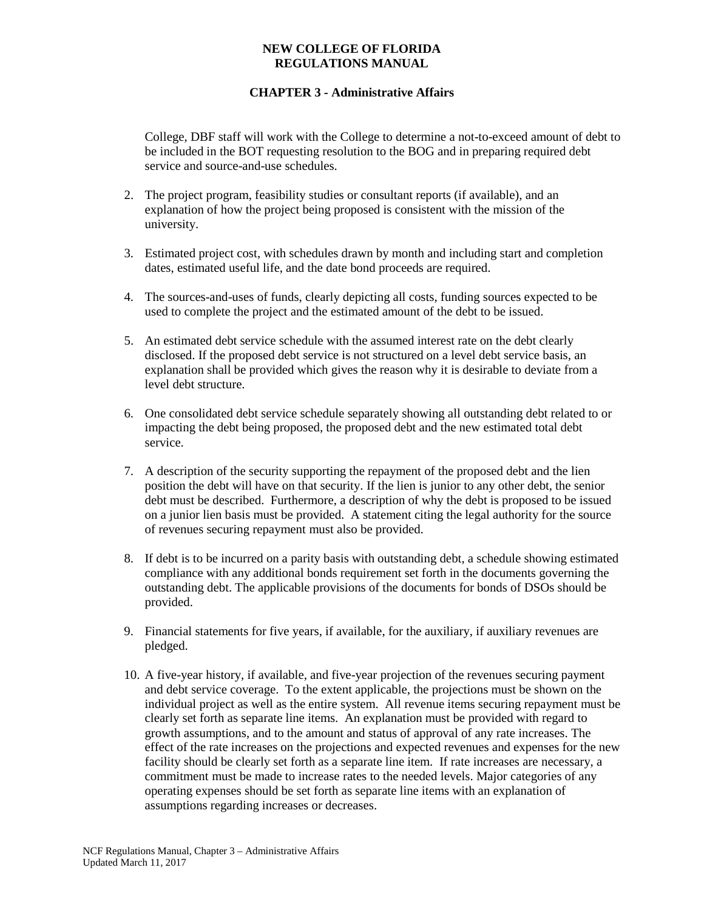College, DBF staff will work with the College to determine a not-to-exceed amount of debt to be included in the BOT requesting resolution to the BOG and in preparing required debt service and source-and-use schedules.

2. The project program, feasibility studies or consultant reports (if available), and an explanation of how the project being proposed is consistent with the mission of the university.

3. Estimated project cost, with schedules drawn by month and including start and completion dates, estimated useful life, and the date bond proceeds are required.

4. The sources-and-uses of funds, clearly depicting all costs, funding sources expected to be used to complete the project and the estimated amount of the debt to be issued.

5. An estimated debt service schedule with the assumed interest rate on the debt clearly disclosed. If the proposed debt service is not structured on a level debt service basis, an explanation shall be provided which gives the reason why it is desirable to deviate from a level debt structure.

6. One consolidated debt service schedule separately showing all outstanding debt related to or impacting the debt being proposed, the proposed debt and the new estimated total debt service.

7. A description of the security supporting the repayment of the proposed debt and the lien position the debt will have on that security. If the lien is junior to any other debt, the senior debt must be described. Furthermore, a description of why the debt is proposed to be issued on a junior lien basis must be provided. A statement citing the legal authority for the source of revenues securing repayment must also be provided.

8. If debt is to be incurred on a parity basis with outstanding debt, a schedule showing estimated compliance with any additional bonds requirement set forth in the documents governing the outstanding debt. The applicable provisions of the documents for bonds of DSOs should be provided.

9. Financial statements for five years, if available, for the auxiliary, if auxiliary revenues are pledged.

10. A five-year history, if available, and five-year projection of the revenues securing payment and debt service coverage. To the extent applicable, the projections must be shown on the individual project as well as the entire system. All revenue items securing repayment must be clearly set forth as separate line items. An explanation must be provided with regard to growth assumptions, and to the amount and status of approval of any rate increases. The effect of the rate increases on the projections and expected revenues and expenses for the new facility should be clearly set forth as a separate line item. If rate increases are necessary, a commitment must be made to increase rates to the needed levels. Major categories of any operating expenses should be set forth as separate line items with an explanation of assumptions regarding increases or decreases.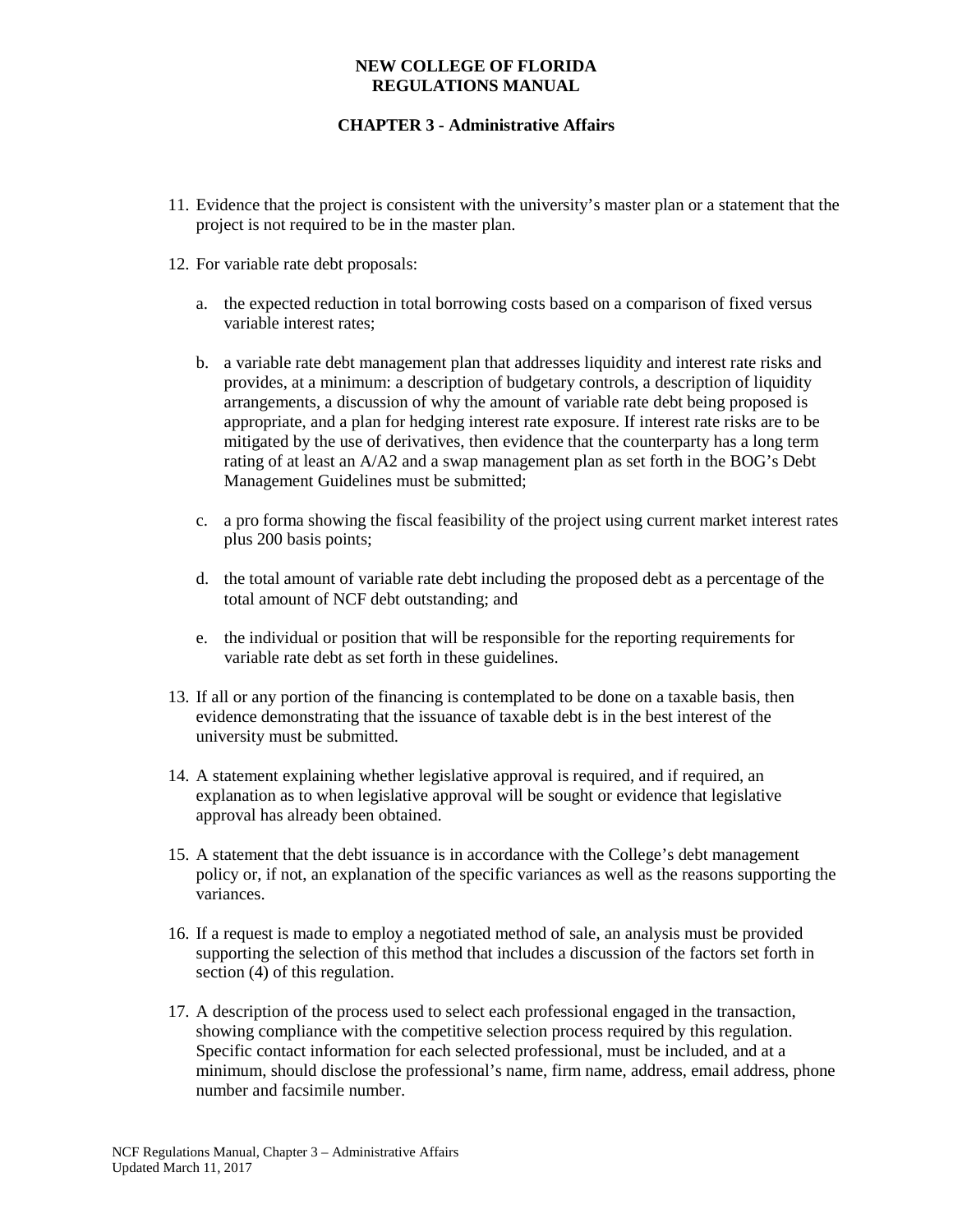11. Evidence that the project is consistent with the university's master plan or a statement that the project is not required to be in the master plan.

12. For variable rate debt proposals:

    a. the expected reduction in total borrowing costs based on a comparison of fixed versus variable interest rates;

    b. a variable rate debt management plan that addresses liquidity and interest rate risks and provides, at a minimum: a description of budgetary controls, a description of liquidity arrangements, a discussion of why the amount of variable rate debt being proposed is appropriate, and a plan for hedging interest rate exposure. If interest rate risks are to be mitigated by the use of derivatives, then evidence that the counterparty has a long term rating of at least an A/A2 and a swap management plan as set forth in the BOG's Debt Management Guidelines must be submitted;

    c. a pro forma showing the fiscal feasibility of the project using current market interest rates plus 200 basis points;

    d. the total amount of variable rate debt including the proposed debt as a percentage of the total amount of NCF debt outstanding; and

    e. the individual or position that will be responsible for the reporting requirements for variable rate debt as set forth in these guidelines.

13. If all or any portion of the financing is contemplated to be done on a taxable basis, then evidence demonstrating that the issuance of taxable debt is in the best interest of the university must be submitted.

14. A statement explaining whether legislative approval is required, and if required, an explanation as to when legislative approval will be sought or evidence that legislative approval has already been obtained.

15. A statement that the debt issuance is in accordance with the College's debt management policy or, if not, an explanation of the specific variances as well as the reasons supporting the variances.

16. If a request is made to employ a negotiated method of sale, an analysis must be provided supporting the selection of this method that includes a discussion of the factors set forth in section (4) of this regulation.

17. A description of the process used to select each professional engaged in the transaction, showing compliance with the competitive selection process required by this regulation. Specific contact information for each selected professional, must be included, and at a minimum, should disclose the professional's name, firm name, address, email address, phone number and facsimile number.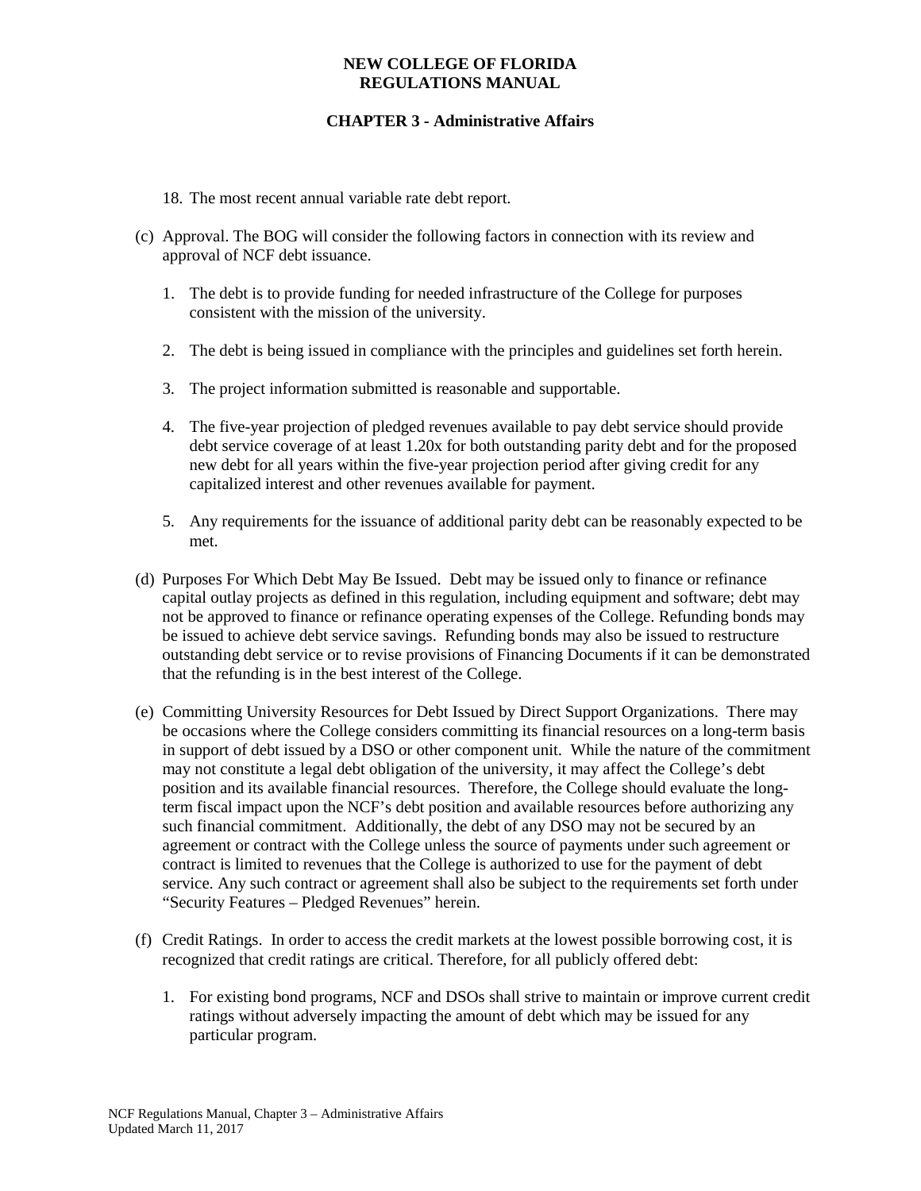18. The most recent annual variable rate debt report.

(c) Approval. The BOG will consider the following factors in connection with its review and approval of NCF debt issuance.

1. The debt is to provide funding for needed infrastructure of the College for purposes consistent with the mission of the university.

2. The debt is being issued in compliance with the principles and guidelines set forth herein.

3. The project information submitted is reasonable and supportable.

4. The five-year projection of pledged revenues available to pay debt service should provide debt service coverage of at least 1.20x for both outstanding parity debt and for the proposed new debt for all years within the five-year projection period after giving credit for any capitalized interest and other revenues available for payment.

5. Any requirements for the issuance of additional parity debt can be reasonably expected to be met.

(d) Purposes For Which Debt May Be Issued. Debt may be issued only to finance or refinance capital outlay projects as defined in this regulation, including equipment and software; debt may not be approved to finance or refinance operating expenses of the College. Refunding bonds may be issued to achieve debt service savings. Refunding bonds may also be issued to restructure outstanding debt service or to revise provisions of Financing Documents if it can be demonstrated that the refunding is in the best interest of the College.

(e) Committing University Resources for Debt Issued by Direct Support Organizations. There may be occasions where the College considers committing its financial resources on a long-term basis in support of debt issued by a DSO or other component unit. While the nature of the commitment may not constitute a legal debt obligation of the university, it may affect the College's debt position and its available financial resources. Therefore, the College should evaluate the long-term fiscal impact upon the NCF's debt position and available resources before authorizing any such financial commitment. Additionally, the debt of any DSO may not be secured by an agreement or contract with the College unless the source of payments under such agreement or contract is limited to revenues that the College is authorized to use for the payment of debt service. Any such contract or agreement shall also be subject to the requirements set forth under "Security Features – Pledged Revenues" herein.

(f) Credit Ratings. In order to access the credit markets at the lowest possible borrowing cost, it is recognized that credit ratings are critical. Therefore, for all publicly offered debt:

1. For existing bond programs, NCF and DSOs shall strive to maintain or improve current credit ratings without adversely impacting the amount of debt which may be issued for any particular program.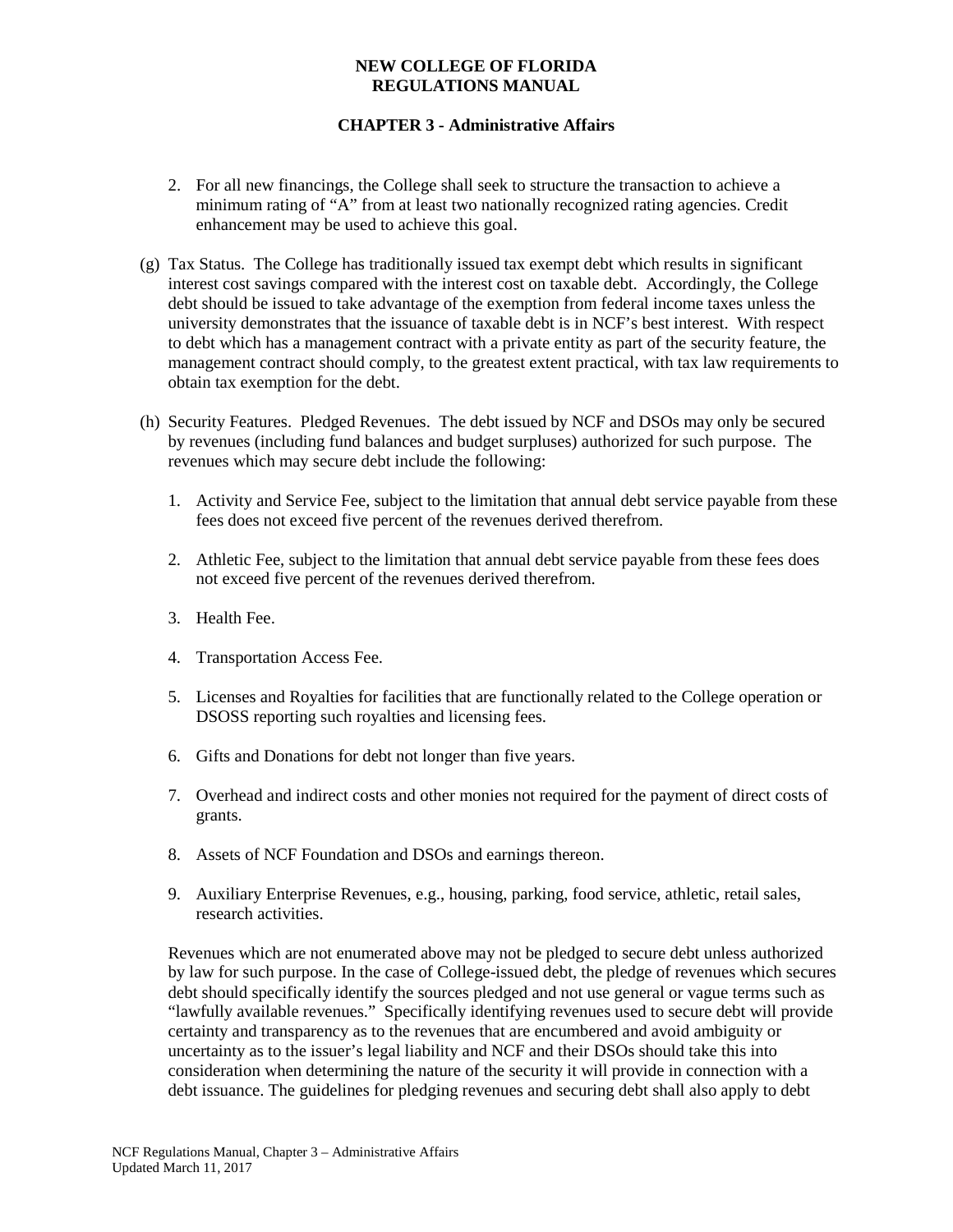2. For all new financings, the College shall seek to structure the transaction to achieve a minimum rating of "A" from at least two nationally recognized rating agencies. Credit enhancement may be used to achieve this goal.

(g) Tax Status. The College has traditionally issued tax exempt debt which results in significant interest cost savings compared with the interest cost on taxable debt. Accordingly, the College debt should be issued to take advantage of the exemption from federal income taxes unless the university demonstrates that the issuance of taxable debt is in NCF's best interest. With respect to debt which has a management contract with a private entity as part of the security feature, the management contract should comply, to the greatest extent practical, with tax law requirements to obtain tax exemption for the debt.

(h) Security Features. Pledged Revenues. The debt issued by NCF and DSOs may only be secured by revenues (including fund balances and budget surpluses) authorized for such purpose. The revenues which may secure debt include the following:

1. Activity and Service Fee, subject to the limitation that annual debt service payable from these fees does not exceed five percent of the revenues derived therefrom.

2. Athletic Fee, subject to the limitation that annual debt service payable from these fees does not exceed five percent of the revenues derived therefrom.

3. Health Fee.

4. Transportation Access Fee.

5. Licenses and Royalties for facilities that are functionally related to the College operation or DSOSS reporting such royalties and licensing fees.

6. Gifts and Donations for debt not longer than five years.

7. Overhead and indirect costs and other monies not required for the payment of direct costs of grants.

8. Assets of NCF Foundation and DSOs and earnings thereon.

9. Auxiliary Enterprise Revenues, e.g., housing, parking, food service, athletic, retail sales, research activities.

Revenues which are not enumerated above may not be pledged to secure debt unless authorized by law for such purpose. In the case of College-issued debt, the pledge of revenues which secures debt should specifically identify the sources pledged and not use general or vague terms such as "lawfully available revenues." Specifically identifying revenues used to secure debt will provide certainty and transparency as to the revenues that are encumbered and avoid ambiguity or uncertainty as to the issuer's legal liability and NCF and their DSOs should take this into consideration when determining the nature of the security it will provide in connection with a debt issuance. The guidelines for pledging revenues and securing debt shall also apply to debt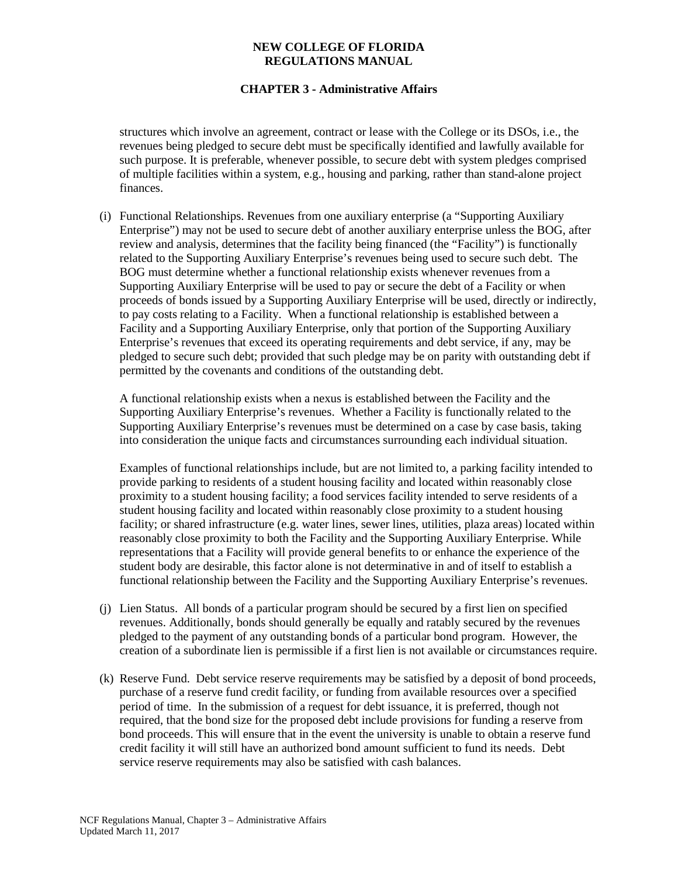structures which involve an agreement, contract or lease with the College or its DSOs, i.e., the revenues being pledged to secure debt must be specifically identified and lawfully available for such purpose. It is preferable, whenever possible, to secure debt with system pledges comprised of multiple facilities within a system, e.g., housing and parking, rather than stand-alone project finances.

(i) Functional Relationships. Revenues from one auxiliary enterprise (a "Supporting Auxiliary Enterprise") may not be used to secure debt of another auxiliary enterprise unless the BOG, after review and analysis, determines that the facility being financed (the "Facility") is functionally related to the Supporting Auxiliary Enterprise's revenues being used to secure such debt. The BOG must determine whether a functional relationship exists whenever revenues from a Supporting Auxiliary Enterprise will be used to pay or secure the debt of a Facility or when proceeds of bonds issued by a Supporting Auxiliary Enterprise will be used, directly or indirectly, to pay costs relating to a Facility. When a functional relationship is established between a Facility and a Supporting Auxiliary Enterprise, only that portion of the Supporting Auxiliary Enterprise's revenues that exceed its operating requirements and debt service, if any, may be pledged to secure such debt; provided that such pledge may be on parity with outstanding debt if permitted by the covenants and conditions of the outstanding debt.

A functional relationship exists when a nexus is established between the Facility and the Supporting Auxiliary Enterprise's revenues. Whether a Facility is functionally related to the Supporting Auxiliary Enterprise's revenues must be determined on a case by case basis, taking into consideration the unique facts and circumstances surrounding each individual situation.

Examples of functional relationships include, but are not limited to, a parking facility intended to provide parking to residents of a student housing facility and located within reasonably close proximity to a student housing facility; a food services facility intended to serve residents of a student housing facility and located within reasonably close proximity to a student housing facility; or shared infrastructure (e.g. water lines, sewer lines, utilities, plaza areas) located within reasonably close proximity to both the Facility and the Supporting Auxiliary Enterprise. While representations that a Facility will provide general benefits to or enhance the experience of the student body are desirable, this factor alone is not determinative in and of itself to establish a functional relationship between the Facility and the Supporting Auxiliary Enterprise's revenues.

(j) Lien Status. All bonds of a particular program should be secured by a first lien on specified revenues. Additionally, bonds should generally be equally and ratably secured by the revenues pledged to the payment of any outstanding bonds of a particular bond program. However, the creation of a subordinate lien is permissible if a first lien is not available or circumstances require.

(k) Reserve Fund. Debt service reserve requirements may be satisfied by a deposit of bond proceeds, purchase of a reserve fund credit facility, or funding from available resources over a specified period of time. In the submission of a request for debt issuance, it is preferred, though not required, that the bond size for the proposed debt include provisions for funding a reserve from bond proceeds. This will ensure that in the event the university is unable to obtain a reserve fund credit facility it will still have an authorized bond amount sufficient to fund its needs. Debt service reserve requirements may also be satisfied with cash balances.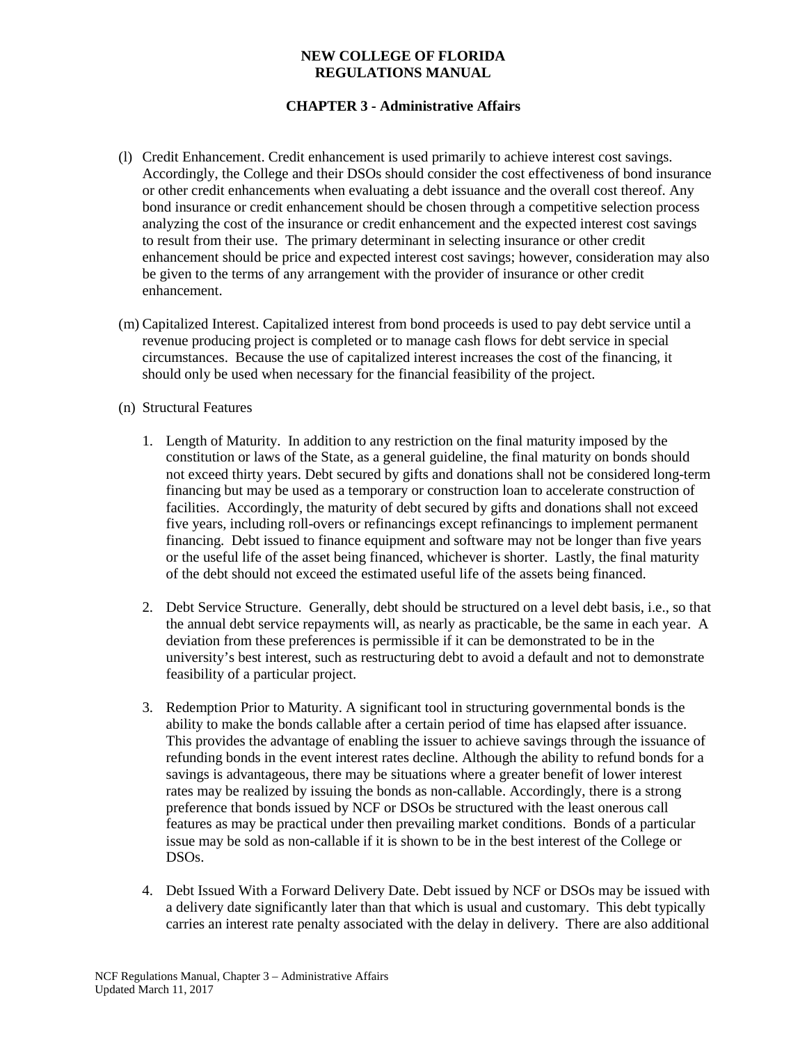(l) Credit Enhancement. Credit enhancement is used primarily to achieve interest cost savings. Accordingly, the College and their DSOs should consider the cost effectiveness of bond insurance or other credit enhancements when evaluating a debt issuance and the overall cost thereof. Any bond insurance or credit enhancement should be chosen through a competitive selection process analyzing the cost of the insurance or credit enhancement and the expected interest cost savings to result from their use. The primary determinant in selecting insurance or other credit enhancement should be price and expected interest cost savings; however, consideration may also be given to the terms of any arrangement with the provider of insurance or other credit enhancement.

(m) Capitalized Interest. Capitalized interest from bond proceeds is used to pay debt service until a revenue producing project is completed or to manage cash flows for debt service in special circumstances. Because the use of capitalized interest increases the cost of the financing, it should only be used when necessary for the financial feasibility of the project.

(n) Structural Features

1. Length of Maturity. In addition to any restriction on the final maturity imposed by the constitution or laws of the State, as a general guideline, the final maturity on bonds should not exceed thirty years. Debt secured by gifts and donations shall not be considered long-term financing but may be used as a temporary or construction loan to accelerate construction of facilities. Accordingly, the maturity of debt secured by gifts and donations shall not exceed five years, including roll-overs or refinancings except refinancings to implement permanent financing. Debt issued to finance equipment and software may not be longer than five years or the useful life of the asset being financed, whichever is shorter. Lastly, the final maturity of the debt should not exceed the estimated useful life of the assets being financed.

2. Debt Service Structure. Generally, debt should be structured on a level debt basis, i.e., so that the annual debt service repayments will, as nearly as practicable, be the same in each year. A deviation from these preferences is permissible if it can be demonstrated to be in the university's best interest, such as restructuring debt to avoid a default and not to demonstrate feasibility of a particular project.

3. Redemption Prior to Maturity. A significant tool in structuring governmental bonds is the ability to make the bonds callable after a certain period of time has elapsed after issuance. This provides the advantage of enabling the issuer to achieve savings through the issuance of refunding bonds in the event interest rates decline. Although the ability to refund bonds for a savings is advantageous, there may be situations where a greater benefit of lower interest rates may be realized by issuing the bonds as non-callable. Accordingly, there is a strong preference that bonds issued by NCF or DSOs be structured with the least onerous call features as may be practical under then prevailing market conditions. Bonds of a particular issue may be sold as non-callable if it is shown to be in the best interest of the College or DSOs.

4. Debt Issued With a Forward Delivery Date. Debt issued by NCF or DSOs may be issued with a delivery date significantly later than that which is usual and customary. This debt typically carries an interest rate penalty associated with the delay in delivery. There are also additional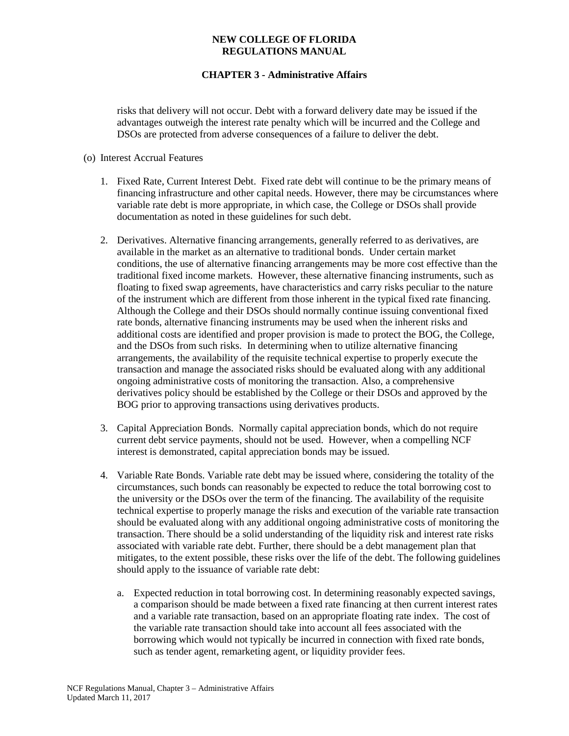risks that delivery will not occur. Debt with a forward delivery date may be issued if the advantages outweigh the interest rate penalty which will be incurred and the College and DSOs are protected from adverse consequences of a failure to deliver the debt.

(o) Interest Accrual Features

1. Fixed Rate, Current Interest Debt. Fixed rate debt will continue to be the primary means of financing infrastructure and other capital needs. However, there may be circumstances where variable rate debt is more appropriate, in which case, the College or DSOs shall provide documentation as noted in these guidelines for such debt.

2. Derivatives. Alternative financing arrangements, generally referred to as derivatives, are available in the market as an alternative to traditional bonds. Under certain market conditions, the use of alternative financing arrangements may be more cost effective than the traditional fixed income markets. However, these alternative financing instruments, such as floating to fixed swap agreements, have characteristics and carry risks peculiar to the nature of the instrument which are different from those inherent in the typical fixed rate financing. Although the College and their DSOs should normally continue issuing conventional fixed rate bonds, alternative financing instruments may be used when the inherent risks and additional costs are identified and proper provision is made to protect the BOG, the College, and the DSOs from such risks. In determining when to utilize alternative financing arrangements, the availability of the requisite technical expertise to properly execute the transaction and manage the associated risks should be evaluated along with any additional ongoing administrative costs of monitoring the transaction. Also, a comprehensive derivatives policy should be established by the College or their DSOs and approved by the BOG prior to approving transactions using derivatives products.

3. Capital Appreciation Bonds. Normally capital appreciation bonds, which do not require current debt service payments, should not be used. However, when a compelling NCF interest is demonstrated, capital appreciation bonds may be issued.

4. Variable Rate Bonds. Variable rate debt may be issued where, considering the totality of the circumstances, such bonds can reasonably be expected to reduce the total borrowing cost to the university or the DSOs over the term of the financing. The availability of the requisite technical expertise to properly manage the risks and execution of the variable rate transaction should be evaluated along with any additional ongoing administrative costs of monitoring the transaction. There should be a solid understanding of the liquidity risk and interest rate risks associated with variable rate debt. Further, there should be a debt management plan that mitigates, to the extent possible, these risks over the life of the debt. The following guidelines should apply to the issuance of variable rate debt:

   a. Expected reduction in total borrowing cost. In determining reasonably expected savings, a comparison should be made between a fixed rate financing at then current interest rates and a variable rate transaction, based on an appropriate floating rate index. The cost of the variable rate transaction should take into account all fees associated with the borrowing which would not typically be incurred in connection with fixed rate bonds, such as tender agent, remarketing agent, or liquidity provider fees.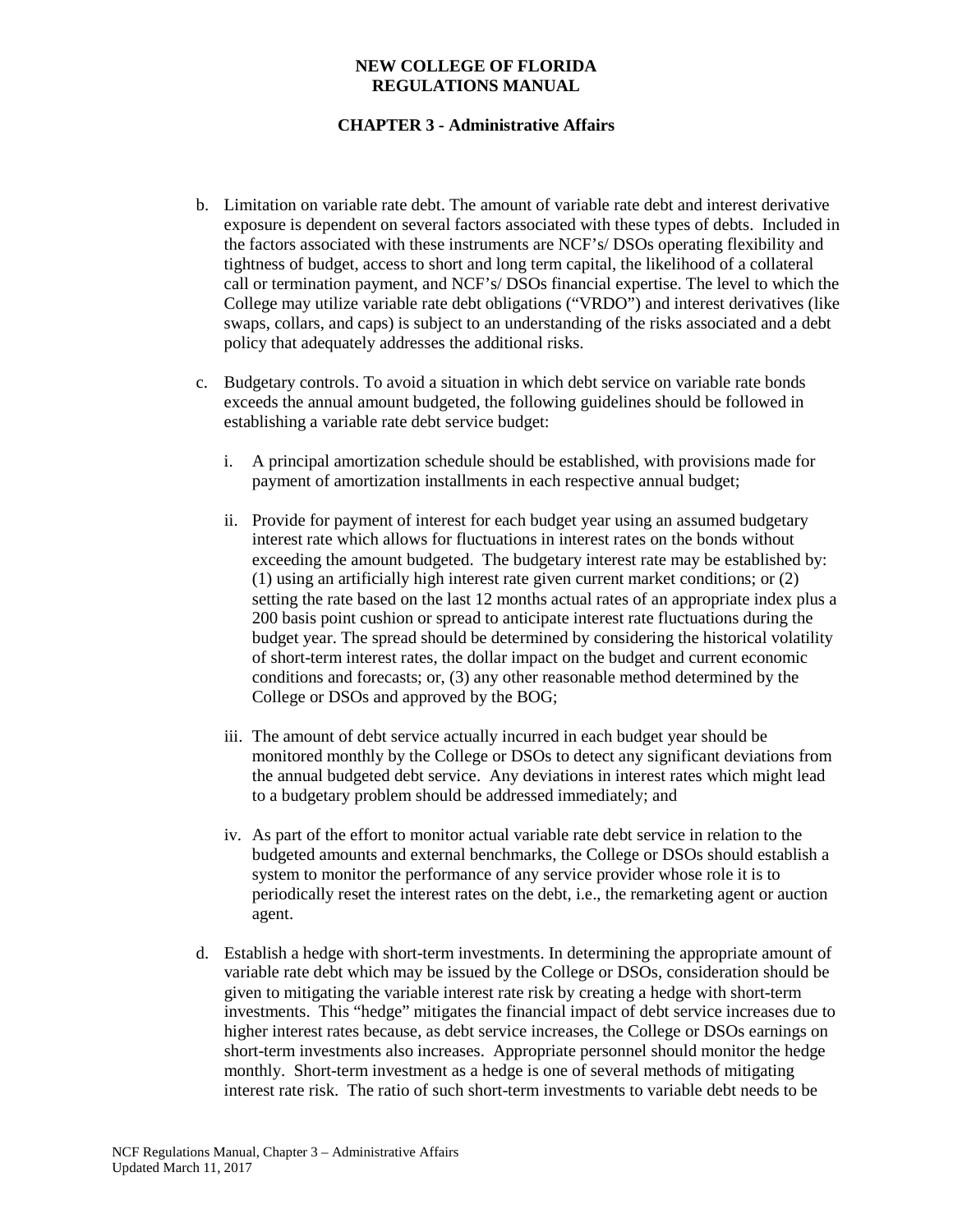b. Limitation on variable rate debt. The amount of variable rate debt and interest derivative exposure is dependent on several factors associated with these types of debts. Included in the factors associated with these instruments are NCF's/ DSOs operating flexibility and tightness of budget, access to short and long term capital, the likelihood of a collateral call or termination payment, and NCF's/ DSOs financial expertise. The level to which the College may utilize variable rate debt obligations ("VRDO") and interest derivatives (like swaps, collars, and caps) is subject to an understanding of the risks associated and a debt policy that adequately addresses the additional risks.

c. Budgetary controls. To avoid a situation in which debt service on variable rate bonds exceeds the annual amount budgeted, the following guidelines should be followed in establishing a variable rate debt service budget:

   i. A principal amortization schedule should be established, with provisions made for payment of amortization installments in each respective annual budget;

   ii. Provide for payment of interest for each budget year using an assumed budgetary interest rate which allows for fluctuations in interest rates on the bonds without exceeding the amount budgeted. The budgetary interest rate may be established by: (1) using an artificially high interest rate given current market conditions; or (2) setting the rate based on the last 12 months actual rates of an appropriate index plus a 200 basis point cushion or spread to anticipate interest rate fluctuations during the budget year. The spread should be determined by considering the historical volatility of short-term interest rates, the dollar impact on the budget and current economic conditions and forecasts; or, (3) any other reasonable method determined by the College or DSOs and approved by the BOG;

   iii. The amount of debt service actually incurred in each budget year should be monitored monthly by the College or DSOs to detect any significant deviations from the annual budgeted debt service. Any deviations in interest rates which might lead to a budgetary problem should be addressed immediately; and

   iv. As part of the effort to monitor actual variable rate debt service in relation to the budgeted amounts and external benchmarks, the College or DSOs should establish a system to monitor the performance of any service provider whose role it is to periodically reset the interest rates on the debt, i.e., the remarketing agent or auction agent.

d. Establish a hedge with short-term investments. In determining the appropriate amount of variable rate debt which may be issued by the College or DSOs, consideration should be given to mitigating the variable interest rate risk by creating a hedge with short-term investments. This "hedge" mitigates the financial impact of debt service increases due to higher interest rates because, as debt service increases, the College or DSOs earnings on short-term investments also increases. Appropriate personnel should monitor the hedge monthly. Short-term investment as a hedge is one of several methods of mitigating interest rate risk. The ratio of such short-term investments to variable debt needs to be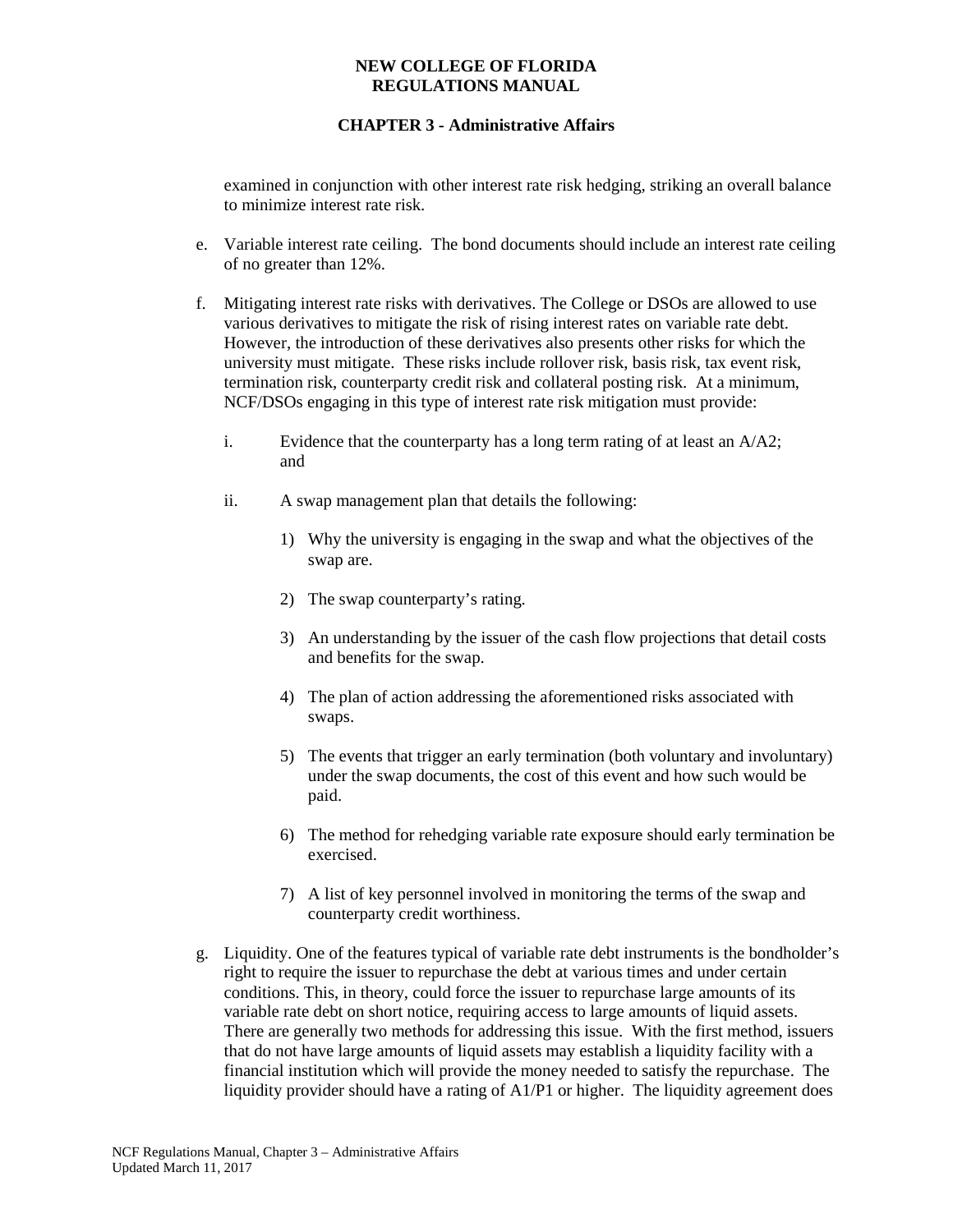examined in conjunction with other interest rate risk hedging, striking an overall balance to minimize interest rate risk.

e. Variable interest rate ceiling. The bond documents should include an interest rate ceiling of no greater than 12%.

f. Mitigating interest rate risks with derivatives. The College or DSOs are allowed to use various derivatives to mitigate the risk of rising interest rates on variable rate debt. However, the introduction of these derivatives also presents other risks for which the university must mitigate. These risks include rollover risk, basis risk, tax event risk, termination risk, counterparty credit risk and collateral posting risk. At a minimum, NCF/DSOs engaging in this type of interest rate risk mitigation must provide:

   i. Evidence that the counterparty has a long term rating of at least an A/A2; and

   ii. A swap management plan that details the following:

      1) Why the university is engaging in the swap and what the objectives of the swap are.

      2) The swap counterparty's rating.

      3) An understanding by the issuer of the cash flow projections that detail costs and benefits for the swap.

      4) The plan of action addressing the aforementioned risks associated with swaps.

      5) The events that trigger an early termination (both voluntary and involuntary) under the swap documents, the cost of this event and how such would be paid.

      6) The method for rehedging variable rate exposure should early termination be exercised.

      7) A list of key personnel involved in monitoring the terms of the swap and counterparty credit worthiness.

g. Liquidity. One of the features typical of variable rate debt instruments is the bondholder's right to require the issuer to repurchase the debt at various times and under certain conditions. This, in theory, could force the issuer to repurchase large amounts of its variable rate debt on short notice, requiring access to large amounts of liquid assets. There are generally two methods for addressing this issue. With the first method, issuers that do not have large amounts of liquid assets may establish a liquidity facility with a financial institution which will provide the money needed to satisfy the repurchase. The liquidity provider should have a rating of A1/P1 or higher. The liquidity agreement does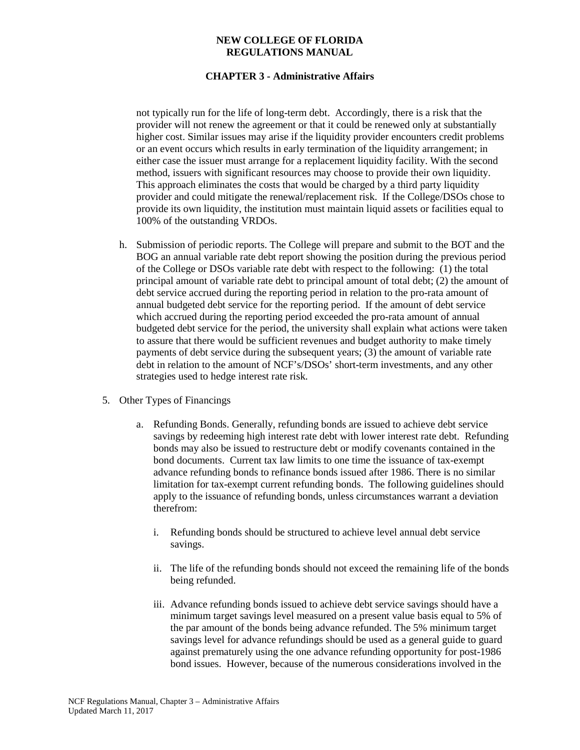not typically run for the life of long-term debt. Accordingly, there is a risk that the provider will not renew the agreement or that it could be renewed only at substantially higher cost. Similar issues may arise if the liquidity provider encounters credit problems or an event occurs which results in early termination of the liquidity arrangement; in either case the issuer must arrange for a replacement liquidity facility. With the second method, issuers with significant resources may choose to provide their own liquidity. This approach eliminates the costs that would be charged by a third party liquidity provider and could mitigate the renewal/replacement risk. If the College/DSOs chose to provide its own liquidity, the institution must maintain liquid assets or facilities equal to 100% of the outstanding VRDOs.

h. Submission of periodic reports. The College will prepare and submit to the BOT and the BOG an annual variable rate debt report showing the position during the previous period of the College or DSOs variable rate debt with respect to the following: (1) the total principal amount of variable rate debt to principal amount of total debt; (2) the amount of debt service accrued during the reporting period in relation to the pro-rata amount of annual budgeted debt service for the reporting period. If the amount of debt service which accrued during the reporting period exceeded the pro-rata amount of annual budgeted debt service for the period, the university shall explain what actions were taken to assure that there would be sufficient revenues and budget authority to make timely payments of debt service during the subsequent years; (3) the amount of variable rate debt in relation to the amount of NCF's/DSOs' short-term investments, and any other strategies used to hedge interest rate risk.

5. Other Types of Financings

   a. Refunding Bonds. Generally, refunding bonds are issued to achieve debt service savings by redeeming high interest rate debt with lower interest rate debt. Refunding bonds may also be issued to restructure debt or modify covenants contained in the bond documents. Current tax law limits to one time the issuance of tax-exempt advance refunding bonds to refinance bonds issued after 1986. There is no similar limitation for tax-exempt current refunding bonds. The following guidelines should apply to the issuance of refunding bonds, unless circumstances warrant a deviation therefrom:

      i. Refunding bonds should be structured to achieve level annual debt service savings.

      ii. The life of the refunding bonds should not exceed the remaining life of the bonds being refunded.

      iii. Advance refunding bonds issued to achieve debt service savings should have a minimum target savings level measured on a present value basis equal to 5% of the par amount of the bonds being advance refunded. The 5% minimum target savings level for advance refundings should be used as a general guide to guard against prematurely using the one advance refunding opportunity for post-1986 bond issues. However, because of the numerous considerations involved in the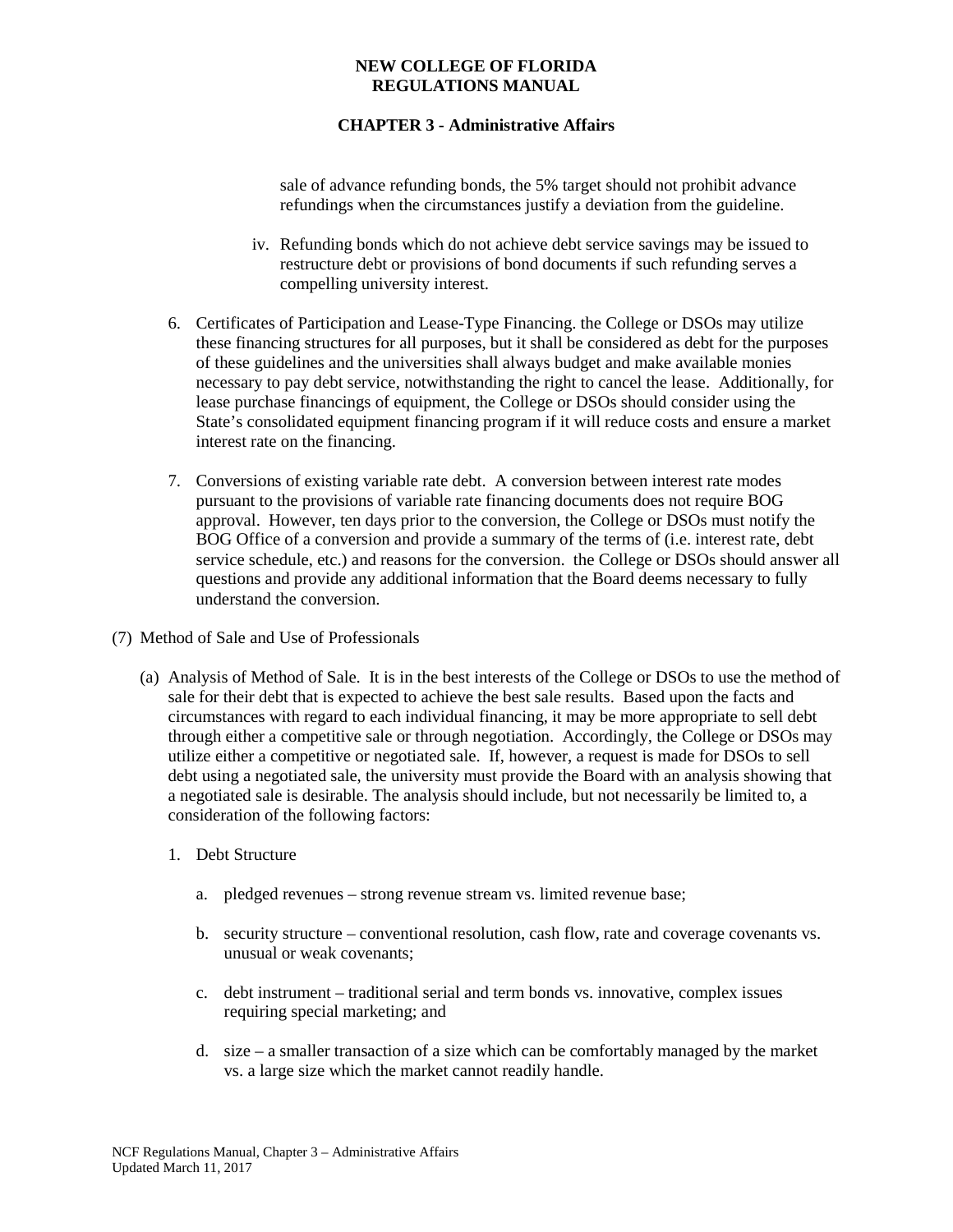sale of advance refunding bonds, the 5% target should not prohibit advance refundings when the circumstances justify a deviation from the guideline.

iv. Refunding bonds which do not achieve debt service savings may be issued to restructure debt or provisions of bond documents if such refunding serves a compelling university interest.

6. Certificates of Participation and Lease-Type Financing. the College or DSOs may utilize these financing structures for all purposes, but it shall be considered as debt for the purposes of these guidelines and the universities shall always budget and make available monies necessary to pay debt service, notwithstanding the right to cancel the lease. Additionally, for lease purchase financings of equipment, the College or DSOs should consider using the State's consolidated equipment financing program if it will reduce costs and ensure a market interest rate on the financing.

7. Conversions of existing variable rate debt. A conversion between interest rate modes pursuant to the provisions of variable rate financing documents does not require BOG approval. However, ten days prior to the conversion, the College or DSOs must notify the BOG Office of a conversion and provide a summary of the terms of (i.e. interest rate, debt service schedule, etc.) and reasons for the conversion. the College or DSOs should answer all questions and provide any additional information that the Board deems necessary to fully understand the conversion.

(7) Method of Sale and Use of Professionals

(a) Analysis of Method of Sale. It is in the best interests of the College or DSOs to use the method of sale for their debt that is expected to achieve the best sale results. Based upon the facts and circumstances with regard to each individual financing, it may be more appropriate to sell debt through either a competitive sale or through negotiation. Accordingly, the College or DSOs may utilize either a competitive or negotiated sale. If, however, a request is made for DSOs to sell debt using a negotiated sale, the university must provide the Board with an analysis showing that a negotiated sale is desirable. The analysis should include, but not necessarily be limited to, a consideration of the following factors:

1. Debt Structure

   a. pledged revenues – strong revenue stream vs. limited revenue base;

   b. security structure – conventional resolution, cash flow, rate and coverage covenants vs. unusual or weak covenants;

   c. debt instrument – traditional serial and term bonds vs. innovative, complex issues requiring special marketing; and

   d. size – a smaller transaction of a size which can be comfortably managed by the market vs. a large size which the market cannot readily handle.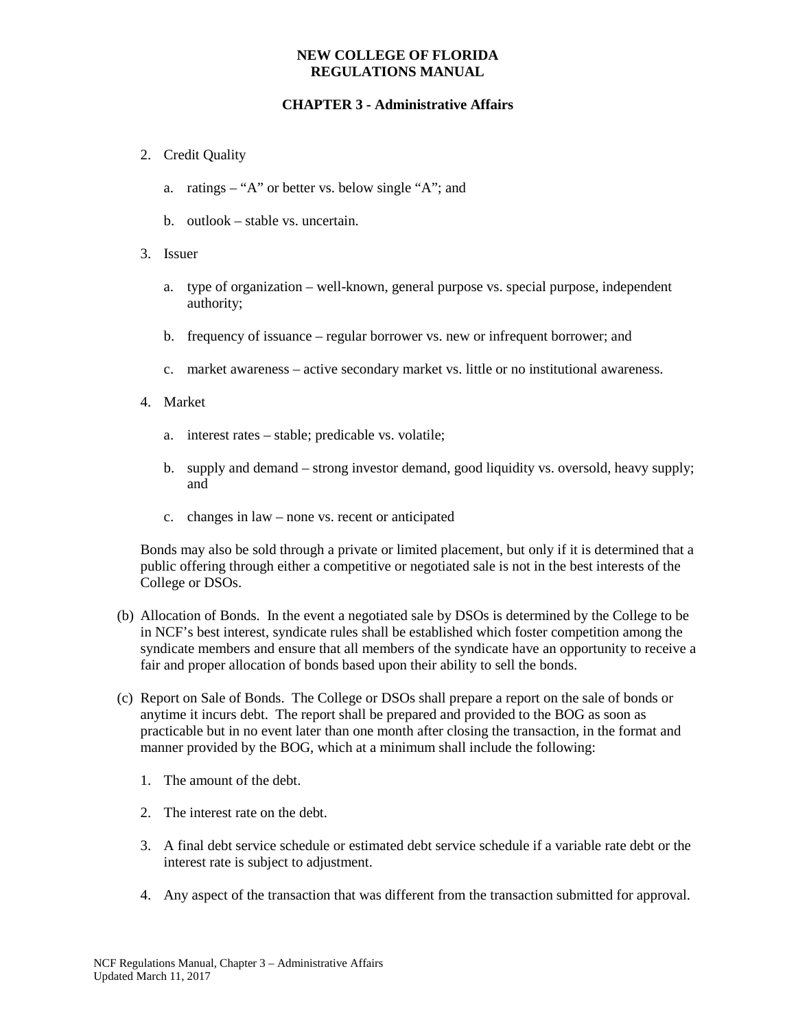2. Credit Quality

    a. ratings – “A” or better vs. below single “A”; and

    b. outlook – stable vs. uncertain.

3. Issuer

    a. type of organization – well-known, general purpose vs. special purpose, independent authority;

    b. frequency of issuance – regular borrower vs. new or infrequent borrower; and

    c. market awareness – active secondary market vs. little or no institutional awareness.

4. Market

    a. interest rates – stable; predicable vs. volatile;

    b. supply and demand – strong investor demand, good liquidity vs. oversold, heavy supply; and

    c. changes in law – none vs. recent or anticipated

Bonds may also be sold through a private or limited placement, but only if it is determined that a public offering through either a competitive or negotiated sale is not in the best interests of the College or DSOs.

(b) Allocation of Bonds. In the event a negotiated sale by DSOs is determined by the College to be in NCF’s best interest, syndicate rules shall be established which foster competition among the syndicate members and ensure that all members of the syndicate have an opportunity to receive a fair and proper allocation of bonds based upon their ability to sell the bonds.

(c) Report on Sale of Bonds. The College or DSOs shall prepare a report on the sale of bonds or anytime it incurs debt. The report shall be prepared and provided to the BOG as soon as practicable but in no event later than one month after closing the transaction, in the format and manner provided by the BOG, which at a minimum shall include the following:

1. The amount of the debt.

2. The interest rate on the debt.

3. A final debt service schedule or estimated debt service schedule if a variable rate debt or the interest rate is subject to adjustment.

4. Any aspect of the transaction that was different from the transaction submitted for approval.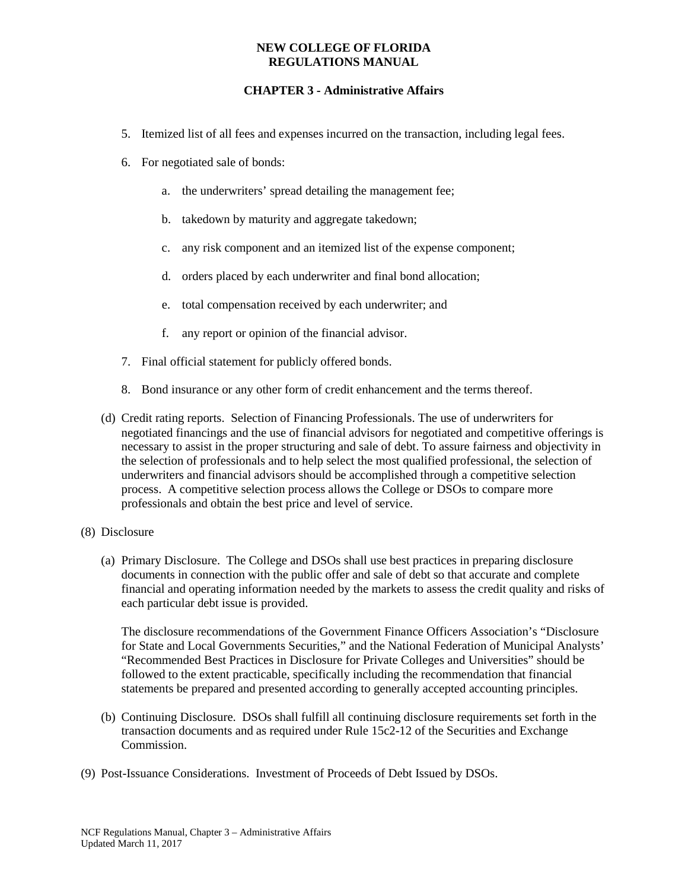5. Itemized list of all fees and expenses incurred on the transaction, including legal fees.

6. For negotiated sale of bonds:

    a. the underwriters' spread detailing the management fee;

    b. takedown by maturity and aggregate takedown;

    c. any risk component and an itemized list of the expense component;

    d. orders placed by each underwriter and final bond allocation;

    e. total compensation received by each underwriter; and

    f. any report or opinion of the financial advisor.

7. Final official statement for publicly offered bonds.

8. Bond insurance or any other form of credit enhancement and the terms thereof.

(d) Credit rating reports. Selection of Financing Professionals. The use of underwriters for negotiated financings and the use of financial advisors for negotiated and competitive offerings is necessary to assist in the proper structuring and sale of debt. To assure fairness and objectivity in the selection of professionals and to help select the most qualified professional, the selection of underwriters and financial advisors should be accomplished through a competitive selection process. A competitive selection process allows the College or DSOs to compare more professionals and obtain the best price and level of service.

(8) Disclosure

(a) Primary Disclosure. The College and DSOs shall use best practices in preparing disclosure documents in connection with the public offer and sale of debt so that accurate and complete financial and operating information needed by the markets to assess the credit quality and risks of each particular debt issue is provided.

The disclosure recommendations of the Government Finance Officers Association's "Disclosure for State and Local Governments Securities," and the National Federation of Municipal Analysts' "Recommended Best Practices in Disclosure for Private Colleges and Universities" should be followed to the extent practicable, specifically including the recommendation that financial statements be prepared and presented according to generally accepted accounting principles.

(b) Continuing Disclosure. DSOs shall fulfill all continuing disclosure requirements set forth in the transaction documents and as required under Rule 15c2-12 of the Securities and Exchange Commission.

(9) Post-Issuance Considerations. Investment of Proceeds of Debt Issued by DSOs.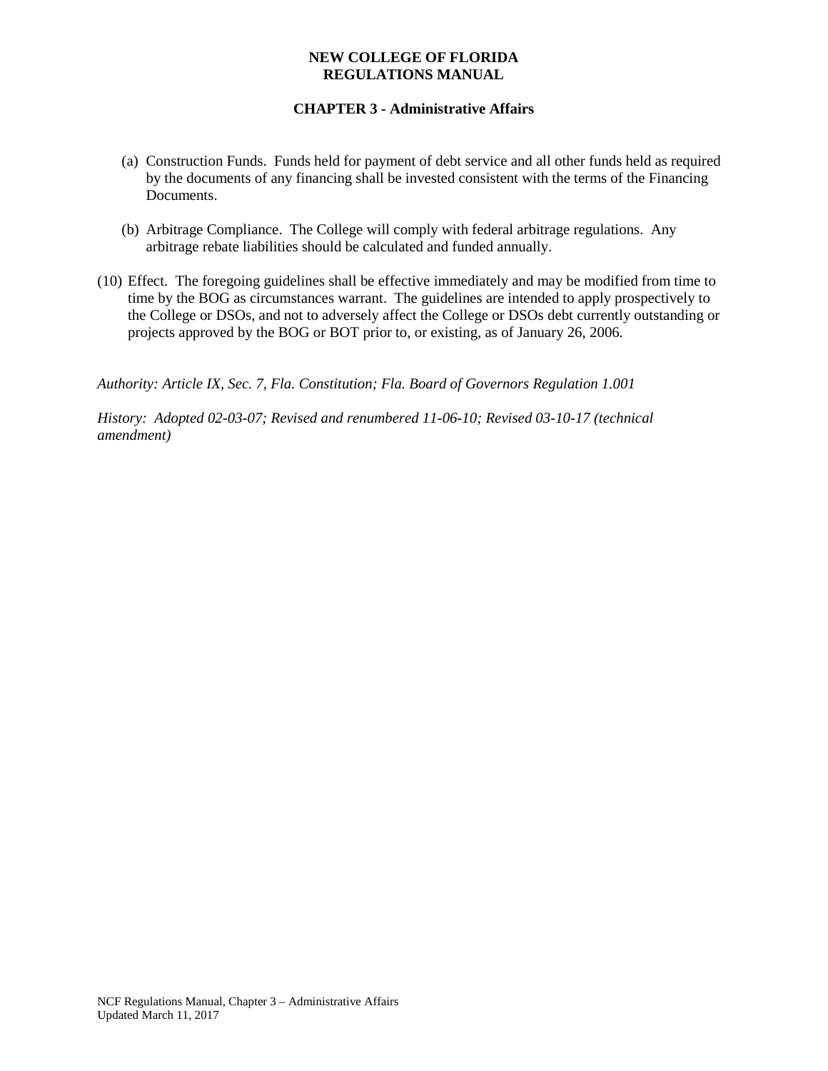**NEW COLLEGE OF FLORIDA**
**REGULATIONS MANUAL**

**CHAPTER 3 - Administrative Affairs**

(a) Construction Funds. Funds held for payment of debt service and all other funds held as required by the documents of any financing shall be invested consistent with the terms of the Financing Documents.

(b) Arbitrage Compliance. The College will comply with federal arbitrage regulations. Any arbitrage rebate liabilities should be calculated and funded annually.

(10) Effect. The foregoing guidelines shall be effective immediately and may be modified from time to time by the BOG as circumstances warrant. The guidelines are intended to apply prospectively to the College or DSOs, and not to adversely affect the College or DSOs debt currently outstanding or projects approved by the BOG or BOT prior to, or existing, as of January 26, 2006.

*Authority: Article IX, Sec. 7, Fla. Constitution; Fla. Board of Governors Regulation 1.001*

*History: Adopted 02-03-07; Revised and renumbered 11-06-10; Revised 03-10-17 (technical amendment)*